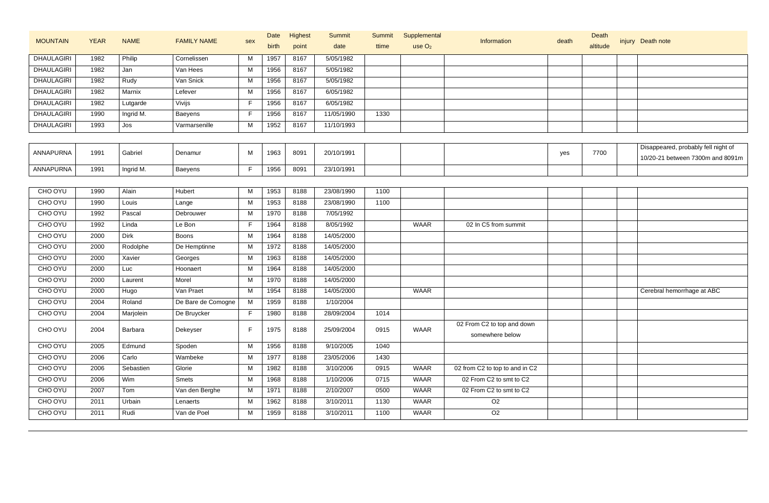| MOUNTAIN | YEAR | NAME | FAMILY NAME | sex | Date birth | Highest point | Summit date | Summit ttime | Supplemental use $O_2$ | Information | death | Death altitude | injury | Death note |
|---|---|---|---|---|---|---|---|---|---|---|---|---|---|---|
| DHAULAGIRI | 1982 | Philip | Cornelissen | M | 1957 | 8167 | 5/05/1982 | | | | | | | |
| DHAULAGIRI | 1982 | Jan | Van Hees | M | 1956 | 8167 | 5/05/1982 | | | | | | | |
| DHAULAGIRI | 1982 | Rudy | Van Snick | M | 1956 | 8167 | 5/05/1982 | | | | | | | |
| DHAULAGIRI | 1982 | Marnix | Lefever | M | 1956 | 8167 | 6/05/1982 | | | | | | | |
| DHAULAGIRI | 1982 | Lutgarde | Vivijs | F | 1956 | 8167 | 6/05/1982 | | | | | | | |
| DHAULAGIRI | 1990 | Ingrid M. | Baeyens | F | 1956 | 8167 | 11/05/1990 | 1330 | | | | | | |
| DHAULAGIRI | 1993 | Jos | Varmarsenille | M | 1952 | 8167 | 11/10/1993 | | | | | | | |
| ANNAPURNA | 1991 | Gabriel | Denamur | M | 1963 | 8091 | 20/10/1991 | | | | yes | 7700 | | Disappeared, probably fell night of 10/20-21 between 7300m and 8091m |
| ANNAPURNA | 1991 | Ingrid M. | Baeyens | F | 1956 | 8091 | 23/10/1991 | | | | | | | |
| CHO OYU | 1990 | Alain | Hubert | M | 1953 | 8188 | 23/08/1990 | 1100 | | | | | | |
| CHO OYU | 1990 | Louis | Lange | M | 1953 | 8188 | 23/08/1990 | 1100 | | | | | | |
| CHO OYU | 1992 | Pascal | Debrouwer | M | 1970 | 8188 | 7/05/1992 | | | | | | | |
| CHO OYU | 1992 | Linda | Le Bon | F | 1964 | 8188 | 8/05/1992 | | WAAR | 02 In C5 from summit | | | | |
| CHO OYU | 2000 | Dirk | Boons | M | 1964 | 8188 | 14/05/2000 | | | | | | | |
| CHO OYU | 2000 | Rodolphe | De Hemptinne | M | 1972 | 8188 | 14/05/2000 | | | | | | | |
| CHO OYU | 2000 | Xavier | Georges | M | 1963 | 8188 | 14/05/2000 | | | | | | | |
| CHO OYU | 2000 | Luc | Hoonaert | M | 1964 | 8188 | 14/05/2000 | | | | | | | |
| CHO OYU | 2000 | Laurent | Morel | M | 1970 | 8188 | 14/05/2000 | | | | | | | |
| CHO OYU | 2000 | Hugo | Van Praet | M | 1954 | 8188 | 14/05/2000 | | WAAR | | | | | Cerebral hemorrhage at ABC |
| CHO OYU | 2004 | Roland | De Bare de Comogne | M | 1959 | 8188 | 1/10/2004 | | | | | | | |
| CHO OYU | 2004 | Marjolein | De Bruycker | F | 1980 | 8188 | 28/09/2004 | 1014 | | | | | | |
| CHO OYU | 2004 | Barbara | Dekeyser | F | 1975 | 8188 | 25/09/2004 | 0915 | WAAR | 02 From C2 to top and down somewhere below | | | | |
| CHO OYU | 2005 | Edmund | Spoden | M | 1956 | 8188 | 9/10/2005 | 1040 | | | | | | |
| CHO OYU | 2006 | Carlo | Wambeke | M | 1977 | 8188 | 23/05/2006 | 1430 | | | | | | |
| CHO OYU | 2006 | Sebastien | Glorie | M | 1982 | 8188 | 3/10/2006 | 0915 | WAAR | 02 from C2 to top to and in C2 | | | | |
| CHO OYU | 2006 | Wim | Smets | M | 1968 | 8188 | 1/10/2006 | 0715 | WAAR | 02 From C2 to smt to C2 | | | | |
| CHO OYU | 2007 | Tom | Van den Berghe | M | 1971 | 8188 | 2/10/2007 | 0500 | WAAR | 02 From C2 to smt to C2 | | | | |
| CHO OYU | 2011 | Urbain | Lenaerts | M | 1962 | 8188 | 3/10/2011 | 1130 | WAAR | O2 | | | | |
| CHO OYU | 2011 | Rudi | Van de Poel | M | 1959 | 8188 | 3/10/2011 | 1100 | WAAR | O2 | | | | |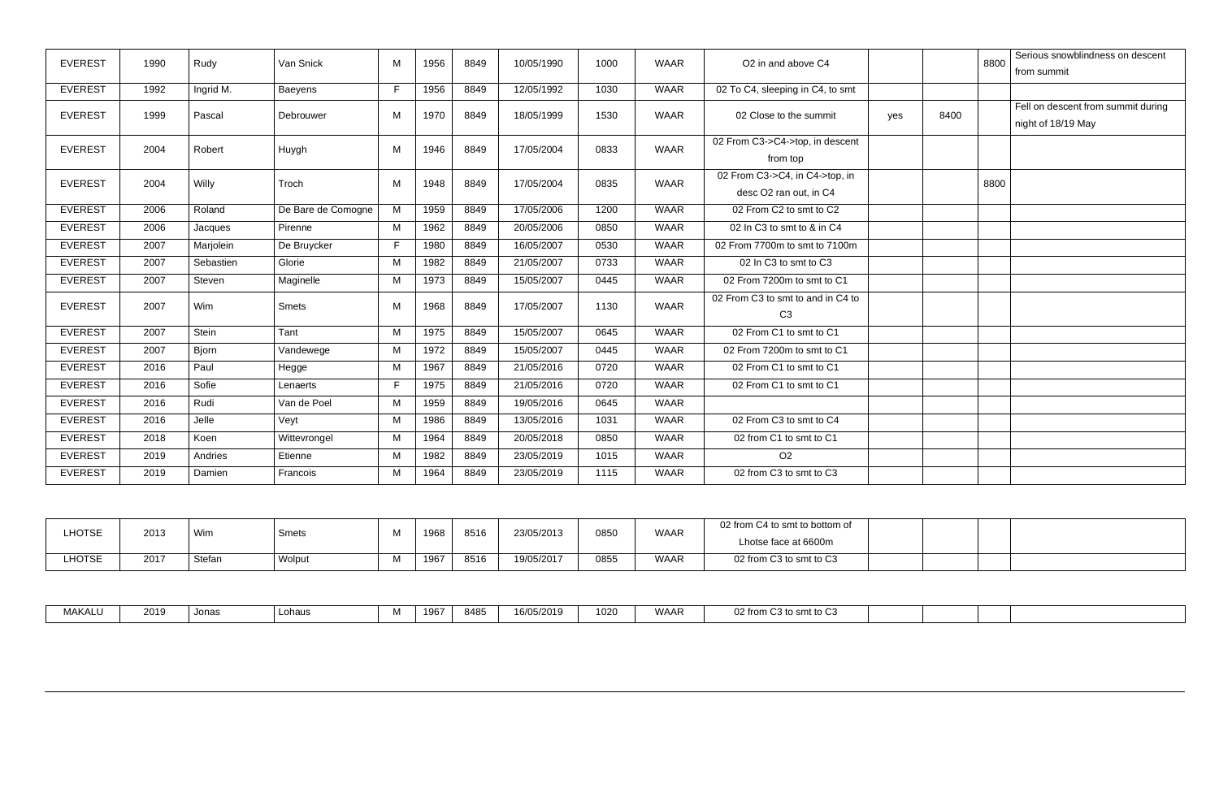| | | | | | | | | | | | | | | |
|---|---|---|---|---|---|---|---|---|---|---|---|---|---|---|
| EVEREST | 1990 | Rudy | Van Snick | M | 1956 | 8849 | 10/05/1990 | 1000 | WAAR | O2 in and above C4 | | | 8800 | Serious snowblindness on descent from summit |
| EVEREST | 1992 | Ingrid M. | Baeyens | F | 1956 | 8849 | 12/05/1992 | 1030 | WAAR | 02 To C4, sleeping in C4, to smt | | | | |
| EVEREST | 1999 | Pascal | Debrouwer | M | 1970 | 8849 | 18/05/1999 | 1530 | WAAR | 02 Close to the summit | yes | 8400 | | Fell on descent from summit during night of 18/19 May |
| EVEREST | 2004 | Robert | Huygh | M | 1946 | 8849 | 17/05/2004 | 0833 | WAAR | 02 From C3->C4->top, in descent from top | | | | |
| EVEREST | 2004 | Willy | Troch | M | 1948 | 8849 | 17/05/2004 | 0835 | WAAR | 02 From C3->C4, in C4->top, in desc O2 ran out, in C4 | | | 8800 | |
| EVEREST | 2006 | Roland | De Bare de Comogne | M | 1959 | 8849 | 17/05/2006 | 1200 | WAAR | 02 From C2 to smt to C2 | | | | |
| EVEREST | 2006 | Jacques | Pirenne | M | 1962 | 8849 | 20/05/2006 | 0850 | WAAR | 02 In C3 to smt to & in C4 | | | | |
| EVEREST | 2007 | Marjolein | De Bruycker | F | 1980 | 8849 | 16/05/2007 | 0530 | WAAR | 02 From 7700m to smt to 7100m | | | | |
| EVEREST | 2007 | Sebastien | Glorie | M | 1982 | 8849 | 21/05/2007 | 0733 | WAAR | 02 In C3 to smt to C3 | | | | |
| EVEREST | 2007 | Steven | Maginelle | M | 1973 | 8849 | 15/05/2007 | 0445 | WAAR | 02 From 7200m to smt to C1 | | | | |
| EVEREST | 2007 | Wim | Smets | M | 1968 | 8849 | 17/05/2007 | 1130 | WAAR | 02 From C3 to smt to and in C4 to C3 | | | | |
| EVEREST | 2007 | Stein | Tant | M | 1975 | 8849 | 15/05/2007 | 0645 | WAAR | 02 From C1 to smt to C1 | | | | |
| EVEREST | 2007 | Bjorn | Vandewege | M | 1972 | 8849 | 15/05/2007 | 0445 | WAAR | 02 From 7200m to smt to C1 | | | | |
| EVEREST | 2016 | Paul | Hegge | M | 1967 | 8849 | 21/05/2016 | 0720 | WAAR | 02 From C1 to smt to C1 | | | | |
| EVEREST | 2016 | Sofie | Lenaerts | F | 1975 | 8849 | 21/05/2016 | 0720 | WAAR | 02 From C1 to smt to C1 | | | | |
| EVEREST | 2016 | Rudi | Van de Poel | M | 1959 | 8849 | 19/05/2016 | 0645 | WAAR | | | | | |
| EVEREST | 2016 | Jelle | Veyt | M | 1986 | 8849 | 13/05/2016 | 1031 | WAAR | 02 From C3 to smt to C4 | | | | |
| EVEREST | 2018 | Koen | Wittevrongel | M | 1964 | 8849 | 20/05/2018 | 0850 | WAAR | 02 from C1 to smt to C1 | | | | |
| EVEREST | 2019 | Andries | Etienne | M | 1982 | 8849 | 23/05/2019 | 1015 | WAAR | O2 | | | | |
| EVEREST | 2019 | Damien | Francois | M | 1964 | 8849 | 23/05/2019 | 1115 | WAAR | 02 from C3 to smt to C3 | | | | |

| | | | | | | | | | | | | | | |
|---|---|---|---|---|---|---|---|---|---|---|---|---|---|---|
| LHOTSE | 2013 | Wim | Smets | M | 1968 | 8516 | 23/05/2013 | 0850 | WAAR | 02 from C4 to smt to bottom of Lhotse face at 6600m | | | | |
| LHOTSE | 2017 | Stefan | Wolput | M | 1967 | 8516 | 19/05/2017 | 0855 | WAAR | 02 from C3 to smt to C3 | | | | |

| | | | | | | | | | | | | | | |
|---|---|---|---|---|---|---|---|---|---|---|---|---|---|---|
| MAKALU | 2019 | Jonas | Lohaus | M | 1967 | 8485 | 16/05/2019 | 1020 | WAAR | 02 from C3 to smt to C3 | | | | |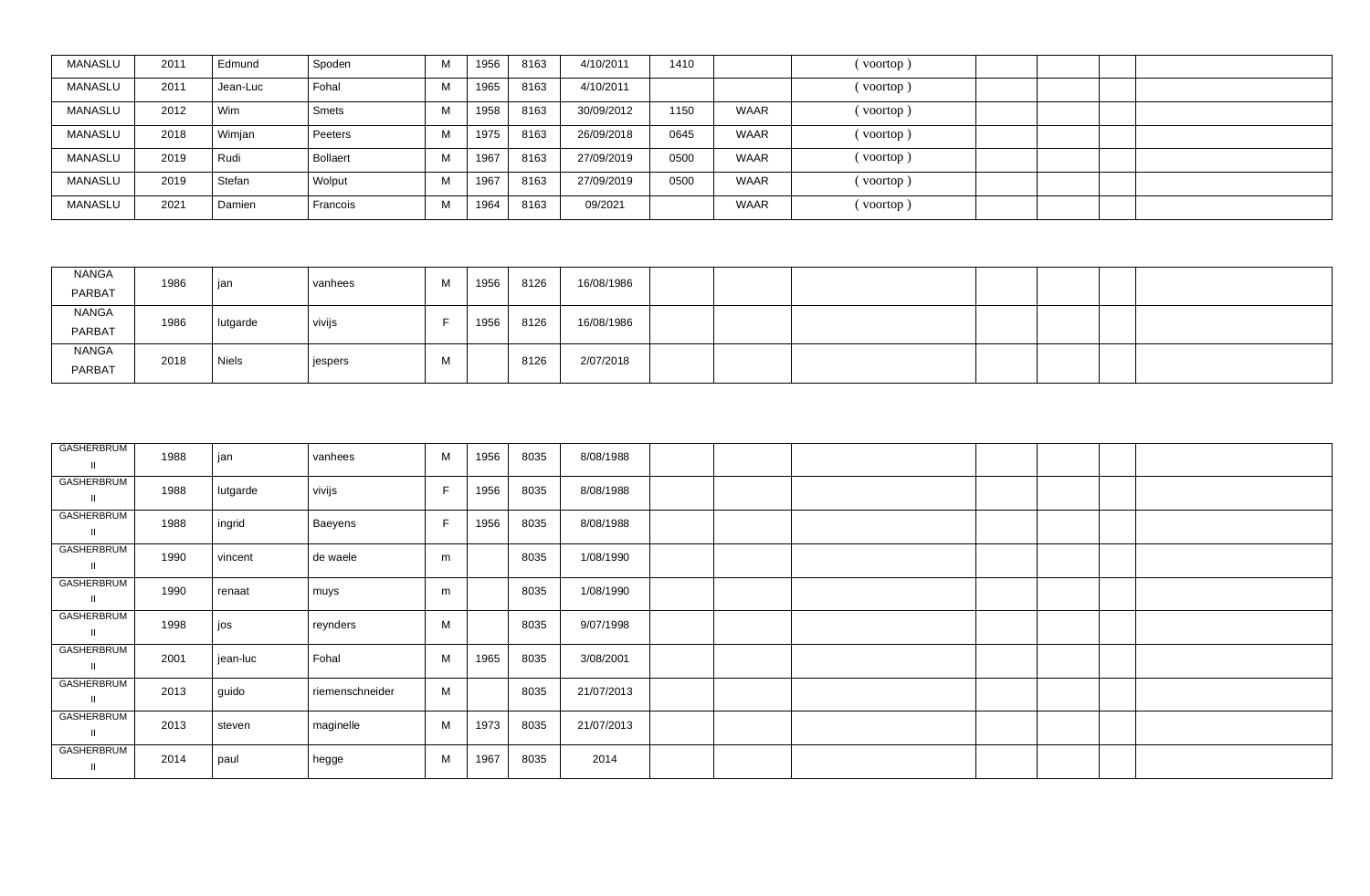| MANASLU | 2011 | Edmund | Spoden | M | 1956 | 8163 | 4/10/2011 | 1410 | | ( voortop ) | | | | |
|---|---|---|---|---|---|---|---|---|---|---|---|---|---|---|
| MANASLU | 2011 | Jean-Luc | Fohal | M | 1965 | 8163 | 4/10/2011 | | | ( voortop ) | | | | |
| MANASLU | 2012 | Wim | Smets | M | 1958 | 8163 | 30/09/2012 | 1150 | WAAR | ( voortop ) | | | | |
| MANASLU | 2018 | Wimjan | Peeters | M | 1975 | 8163 | 26/09/2018 | 0645 | WAAR | ( voortop ) | | | | |
| MANASLU | 2019 | Rudi | Bollaert | M | 1967 | 8163 | 27/09/2019 | 0500 | WAAR | ( voortop ) | | | | |
| MANASLU | 2019 | Stefan | Wolput | M | 1967 | 8163 | 27/09/2019 | 0500 | WAAR | ( voortop ) | | | | |
| MANASLU | 2021 | Damien | Francois | M | 1964 | 8163 | 09/2021 | | WAAR | ( voortop ) | | | | |

| NANGA PARBAT | 1986 | jan | vanhees | M | 1956 | 8126 | 16/08/1986 | | | | | | | |
|---|---|---|---|---|---|---|---|---|---|---|---|---|---|---|
| NANGA PARBAT | 1986 | lutgarde | vivijs | F | 1956 | 8126 | 16/08/1986 | | | | | | | |
| NANGA PARBAT | 2018 | Niels | jespers | M | | 8126 | 2/07/2018 | | | | | | | |

| GASHERBRUM II | 1988 | jan | vanhees | M | 1956 | 8035 | 8/08/1988 | | | | | | | |
|---|---|---|---|---|---|---|---|---|---|---|---|---|---|---|
| GASHERBRUM II | 1988 | lutgarde | vivijs | F | 1956 | 8035 | 8/08/1988 | | | | | | | |
| GASHERBRUM II | 1988 | ingrid | Baeyens | F | 1956 | 8035 | 8/08/1988 | | | | | | | |
| GASHERBRUM II | 1990 | vincent | de waele | m | | 8035 | 1/08/1990 | | | | | | | |
| GASHERBRUM II | 1990 | renaat | muys | m | | 8035 | 1/08/1990 | | | | | | | |
| GASHERBRUM II | 1998 | jos | reynders | M | | 8035 | 9/07/1998 | | | | | | | |
| GASHERBRUM II | 2001 | jean-luc | Fohal | M | 1965 | 8035 | 3/08/2001 | | | | | | | |
| GASHERBRUM II | 2013 | guido | riemenschneider | M | | 8035 | 21/07/2013 | | | | | | | |
| GASHERBRUM II | 2013 | steven | maginelle | M | 1973 | 8035 | 21/07/2013 | | | | | | | |
| GASHERBRUM II | 2014 | paul | hegge | M | 1967 | 8035 | 2014 | | | | | | | |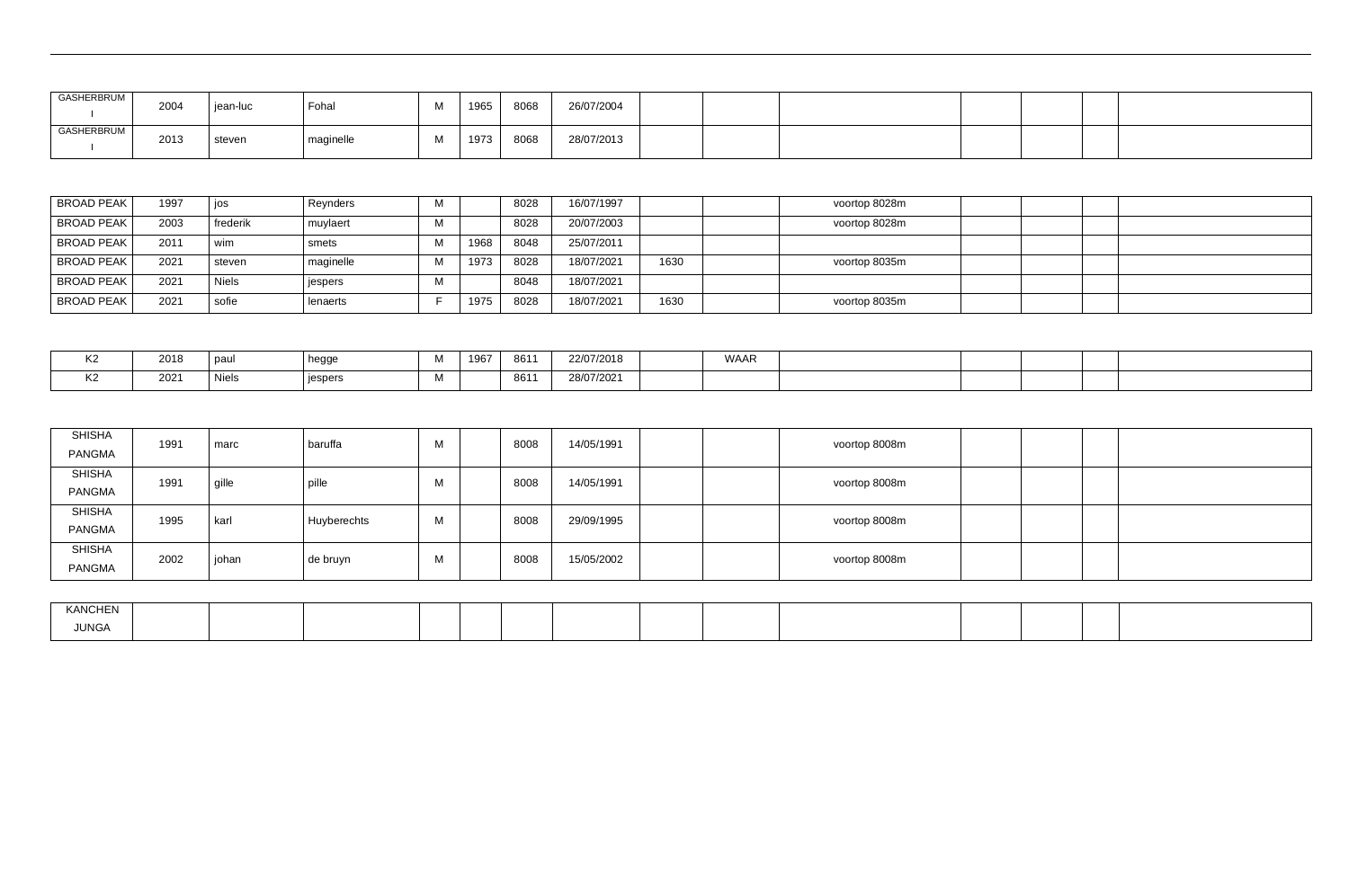| | | | | | | | | | | | | | | |
|---|---|---|---|---|---|---|---|---|---|---|---|---|---|---|
| GASHERBRUM I | 2004 | jean-luc | Fohal | M | 1965 | 8068 | 26/07/2004 | | | | | | | |
| GASHERBRUM I | 2013 | steven | maginelle | M | 1973 | 8068 | 28/07/2013 | | | | | | | |

| | | | | | | | | | | | | | | |
|---|---|---|---|---|---|---|---|---|---|---|---|---|---|---|
| BROAD PEAK | 1997 | jos | Reynders | M | | 8028 | 16/07/1997 | | | voortop 8028m | | | | |
| BROAD PEAK | 2003 | frederik | muylaert | M | | 8028 | 20/07/2003 | | | voortop 8028m | | | | |
| BROAD PEAK | 2011 | wim | smets | M | 1968 | 8048 | 25/07/2011 | | | | | | | |
| BROAD PEAK | 2021 | steven | maginelle | M | 1973 | 8028 | 18/07/2021 | 1630 | | voortop 8035m | | | | |
| BROAD PEAK | 2021 | Niels | jespers | M | | 8048 | 18/07/2021 | | | | | | | |
| BROAD PEAK | 2021 | sofie | lenaerts | F | 1975 | 8028 | 18/07/2021 | 1630 | | voortop 8035m | | | | |

| | | | | | | | | | | | | | | |
|---|---|---|---|---|---|---|---|---|---|---|---|---|---|---|
| K2 | 2018 | paul | hegge | M | 1967 | 8611 | 22/07/2018 | | WAAR | | | | | |
| K2 | 2021 | Niels | jespers | M | | 8611 | 28/07/2021 | | | | | | | |

| | | | | | | | | | | | | | | |
|---|---|---|---|---|---|---|---|---|---|---|---|---|---|---|
| SHISHA PANGMA | 1991 | marc | baruffa | M | | 8008 | 14/05/1991 | | | voortop 8008m | | | | |
| SHISHA PANGMA | 1991 | gille | pille | M | | 8008 | 14/05/1991 | | | voortop 8008m | | | | |
| SHISHA PANGMA | 1995 | karl | Huyberechts | M | | 8008 | 29/09/1995 | | | voortop 8008m | | | | |
| SHISHA PANGMA | 2002 | johan | de bruyn | M | | 8008 | 15/05/2002 | | | voortop 8008m | | | | |

| | | | | | | | | | | | | | | |
|---|---|---|---|---|---|---|---|---|---|---|---|---|---|---|
| KANCHEN JUNGA | | | | | | | | | | | | | | |